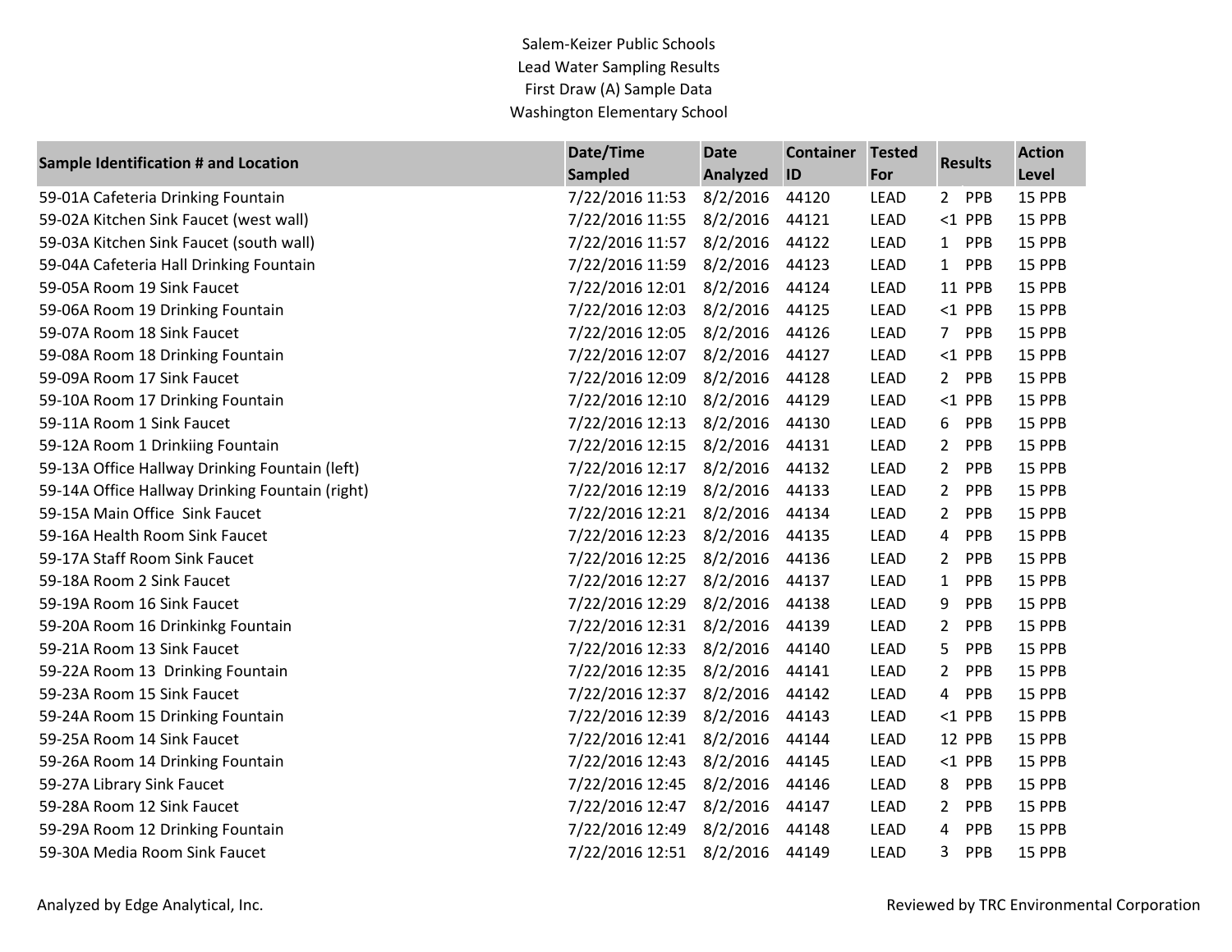Salem-Keizer Public Schools
Lead Water Sampling Results
First Draw (A) Sample Data
Washington Elementary School

| Sample Identification # and Location | Date/Time Sampled | Date Analyzed | Container ID | Tested For | Results | Action Level |
|---|---|---|---|---|---|---|
| 59-01A Cafeteria Drinking Fountain | 7/22/2016 11:53 | 8/2/2016 | 44120 | LEAD | 2 PPB | 15 PPB |
| 59-02A Kitchen Sink Faucet (west wall) | 7/22/2016 11:55 | 8/2/2016 | 44121 | LEAD | <1 PPB | 15 PPB |
| 59-03A Kitchen Sink Faucet (south wall) | 7/22/2016 11:57 | 8/2/2016 | 44122 | LEAD | 1 PPB | 15 PPB |
| 59-04A Cafeteria Hall Drinking Fountain | 7/22/2016 11:59 | 8/2/2016 | 44123 | LEAD | 1 PPB | 15 PPB |
| 59-05A Room 19 Sink Faucet | 7/22/2016 12:01 | 8/2/2016 | 44124 | LEAD | 11 PPB | 15 PPB |
| 59-06A Room 19 Drinking Fountain | 7/22/2016 12:03 | 8/2/2016 | 44125 | LEAD | <1 PPB | 15 PPB |
| 59-07A Room 18 Sink Faucet | 7/22/2016 12:05 | 8/2/2016 | 44126 | LEAD | 7 PPB | 15 PPB |
| 59-08A Room 18 Drinking Fountain | 7/22/2016 12:07 | 8/2/2016 | 44127 | LEAD | <1 PPB | 15 PPB |
| 59-09A Room 17 Sink Faucet | 7/22/2016 12:09 | 8/2/2016 | 44128 | LEAD | 2 PPB | 15 PPB |
| 59-10A Room 17 Drinking Fountain | 7/22/2016 12:10 | 8/2/2016 | 44129 | LEAD | <1 PPB | 15 PPB |
| 59-11A Room 1 Sink Faucet | 7/22/2016 12:13 | 8/2/2016 | 44130 | LEAD | 6 PPB | 15 PPB |
| 59-12A Room 1 Drinkiing Fountain | 7/22/2016 12:15 | 8/2/2016 | 44131 | LEAD | 2 PPB | 15 PPB |
| 59-13A Office Hallway Drinking Fountain (left) | 7/22/2016 12:17 | 8/2/2016 | 44132 | LEAD | 2 PPB | 15 PPB |
| 59-14A Office Hallway Drinking Fountain (right) | 7/22/2016 12:19 | 8/2/2016 | 44133 | LEAD | 2 PPB | 15 PPB |
| 59-15A Main Office Sink Faucet | 7/22/2016 12:21 | 8/2/2016 | 44134 | LEAD | 2 PPB | 15 PPB |
| 59-16A Health Room Sink Faucet | 7/22/2016 12:23 | 8/2/2016 | 44135 | LEAD | 4 PPB | 15 PPB |
| 59-17A Staff Room Sink Faucet | 7/22/2016 12:25 | 8/2/2016 | 44136 | LEAD | 2 PPB | 15 PPB |
| 59-18A Room 2 Sink Faucet | 7/22/2016 12:27 | 8/2/2016 | 44137 | LEAD | 1 PPB | 15 PPB |
| 59-19A Room 16 Sink Faucet | 7/22/2016 12:29 | 8/2/2016 | 44138 | LEAD | 9 PPB | 15 PPB |
| 59-20A Room 16 Drinkinkg Fountain | 7/22/2016 12:31 | 8/2/2016 | 44139 | LEAD | 2 PPB | 15 PPB |
| 59-21A Room 13 Sink Faucet | 7/22/2016 12:33 | 8/2/2016 | 44140 | LEAD | 5 PPB | 15 PPB |
| 59-22A Room 13 Drinking Fountain | 7/22/2016 12:35 | 8/2/2016 | 44141 | LEAD | 2 PPB | 15 PPB |
| 59-23A Room 15 Sink Faucet | 7/22/2016 12:37 | 8/2/2016 | 44142 | LEAD | 4 PPB | 15 PPB |
| 59-24A Room 15 Drinking Fountain | 7/22/2016 12:39 | 8/2/2016 | 44143 | LEAD | <1 PPB | 15 PPB |
| 59-25A Room 14 Sink Faucet | 7/22/2016 12:41 | 8/2/2016 | 44144 | LEAD | 12 PPB | 15 PPB |
| 59-26A Room 14 Drinking Fountain | 7/22/2016 12:43 | 8/2/2016 | 44145 | LEAD | <1 PPB | 15 PPB |
| 59-27A Library Sink Faucet | 7/22/2016 12:45 | 8/2/2016 | 44146 | LEAD | 8 PPB | 15 PPB |
| 59-28A Room 12 Sink Faucet | 7/22/2016 12:47 | 8/2/2016 | 44147 | LEAD | 2 PPB | 15 PPB |
| 59-29A Room 12 Drinking Fountain | 7/22/2016 12:49 | 8/2/2016 | 44148 | LEAD | 4 PPB | 15 PPB |
| 59-30A Media Room Sink Faucet | 7/22/2016 12:51 | 8/2/2016 | 44149 | LEAD | 3 PPB | 15 PPB |

Analyzed by Edge Analytical, Inc.

Reviewed by TRC Environmental Corporation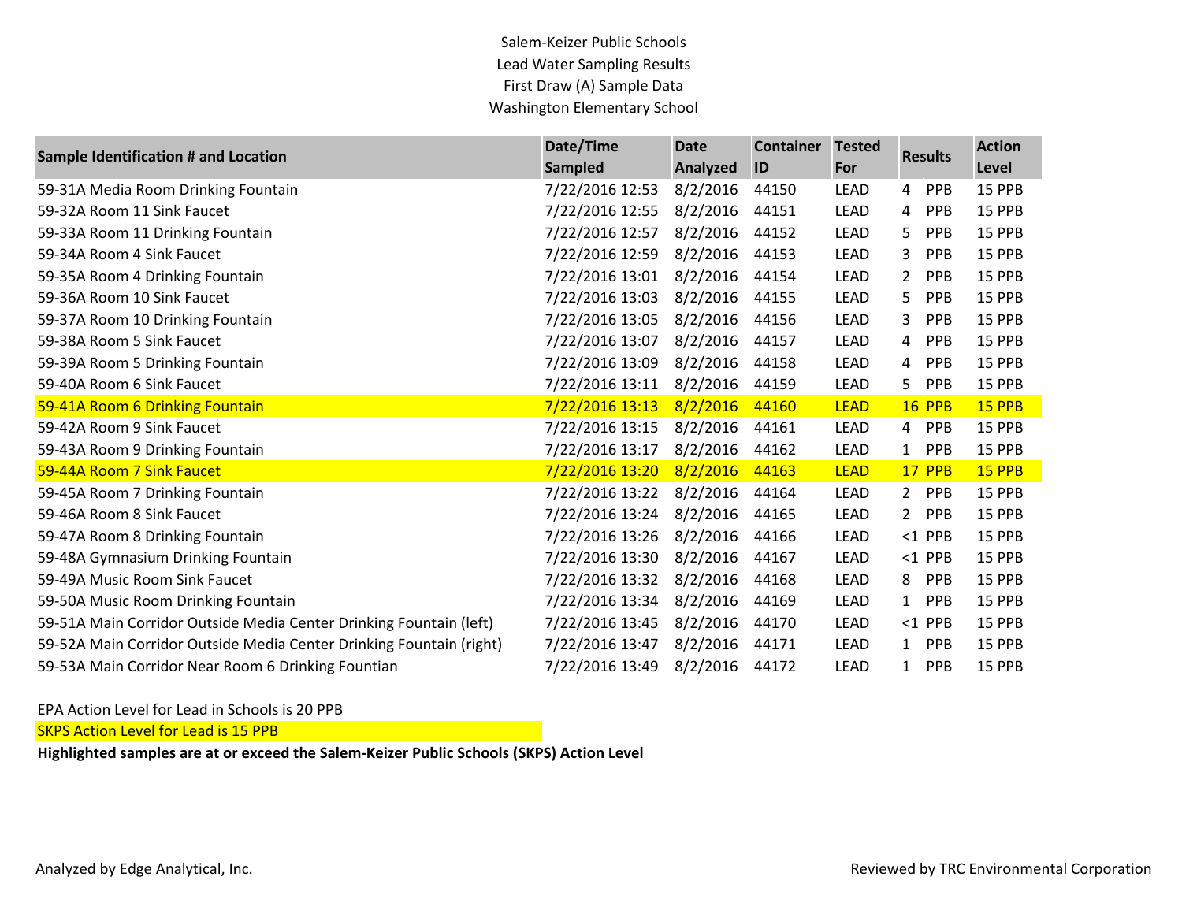Salem-Keizer Public Schools
Lead Water Sampling Results
First Draw (A) Sample Data
Washington Elementary School

| Sample Identification # and Location | Date/Time Sampled | Date Analyzed | Container ID | Tested For | Results | | Action Level |
|---|---|---|---|---|---|---|---|
| 59-31A Media Room Drinking Fountain | 7/22/2016 12:53 | 8/2/2016 | 44150 | LEAD | 4 | PPB | 15 PPB |
| 59-32A Room 11 Sink Faucet | 7/22/2016 12:55 | 8/2/2016 | 44151 | LEAD | 4 | PPB | 15 PPB |
| 59-33A Room 11 Drinking Fountain | 7/22/2016 12:57 | 8/2/2016 | 44152 | LEAD | 5 | PPB | 15 PPB |
| 59-34A Room 4 Sink Faucet | 7/22/2016 12:59 | 8/2/2016 | 44153 | LEAD | 3 | PPB | 15 PPB |
| 59-35A Room 4 Drinking Fountain | 7/22/2016 13:01 | 8/2/2016 | 44154 | LEAD | 2 | PPB | 15 PPB |
| 59-36A Room 10 Sink Faucet | 7/22/2016 13:03 | 8/2/2016 | 44155 | LEAD | 5 | PPB | 15 PPB |
| 59-37A Room 10 Drinking Fountain | 7/22/2016 13:05 | 8/2/2016 | 44156 | LEAD | 3 | PPB | 15 PPB |
| 59-38A Room 5 Sink Faucet | 7/22/2016 13:07 | 8/2/2016 | 44157 | LEAD | 4 | PPB | 15 PPB |
| 59-39A Room 5 Drinking Fountain | 7/22/2016 13:09 | 8/2/2016 | 44158 | LEAD | 4 | PPB | 15 PPB |
| 59-40A Room 6 Sink Faucet | 7/22/2016 13:11 | 8/2/2016 | 44159 | LEAD | 5 | PPB | 15 PPB |
| 59-41A Room 6 Drinking Fountain | 7/22/2016 13:13 | 8/2/2016 | 44160 | LEAD | 16 | PPB | 15 PPB |
| 59-42A Room 9 Sink Faucet | 7/22/2016 13:15 | 8/2/2016 | 44161 | LEAD | 4 | PPB | 15 PPB |
| 59-43A Room 9 Drinking Fountain | 7/22/2016 13:17 | 8/2/2016 | 44162 | LEAD | 1 | PPB | 15 PPB |
| 59-44A Room 7 Sink Faucet | 7/22/2016 13:20 | 8/2/2016 | 44163 | LEAD | 17 | PPB | 15 PPB |
| 59-45A Room 7 Drinking Fountain | 7/22/2016 13:22 | 8/2/2016 | 44164 | LEAD | 2 | PPB | 15 PPB |
| 59-46A Room 8 Sink Faucet | 7/22/2016 13:24 | 8/2/2016 | 44165 | LEAD | 2 | PPB | 15 PPB |
| 59-47A Room 8 Drinking Fountain | 7/22/2016 13:26 | 8/2/2016 | 44166 | LEAD | <1 | PPB | 15 PPB |
| 59-48A Gymnasium Drinking Fountain | 7/22/2016 13:30 | 8/2/2016 | 44167 | LEAD | <1 | PPB | 15 PPB |
| 59-49A Music Room Sink Faucet | 7/22/2016 13:32 | 8/2/2016 | 44168 | LEAD | 8 | PPB | 15 PPB |
| 59-50A Music Room Drinking Fountain | 7/22/2016 13:34 | 8/2/2016 | 44169 | LEAD | 1 | PPB | 15 PPB |
| 59-51A Main Corridor Outside Media Center Drinking Fountain (left) | 7/22/2016 13:45 | 8/2/2016 | 44170 | LEAD | <1 | PPB | 15 PPB |
| 59-52A Main Corridor Outside Media Center Drinking Fountain (right) | 7/22/2016 13:47 | 8/2/2016 | 44171 | LEAD | 1 | PPB | 15 PPB |
| 59-53A Main Corridor Near Room 6 Drinking Fountian | 7/22/2016 13:49 | 8/2/2016 | 44172 | LEAD | 1 | PPB | 15 PPB |

EPA Action Level for Lead in Schools is 20 PPB

SKPS Action Level for Lead is 15 PPB

**Highlighted samples are at or exceed the Salem-Keizer Public Schools (SKPS) Action Level**

Analyzed by Edge Analytical, Inc.

Reviewed by TRC Environmental Corporation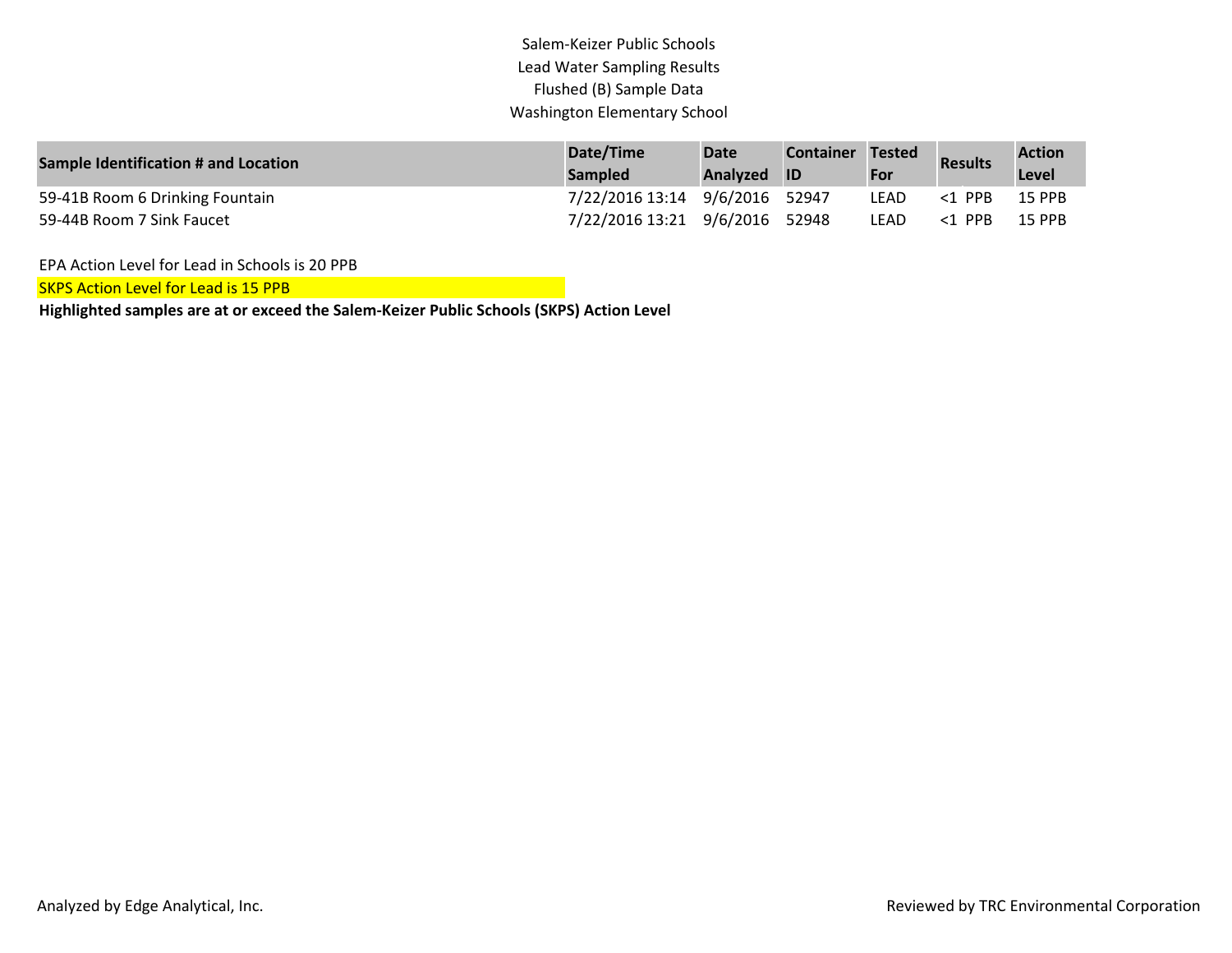# Salem-Keizer Public Schools
## Lead Water Sampling Results
### Flushed (B) Sample Data
### Washington Elementary School

| Sample Identification # and Location | Date/Time Sampled | Date Analyzed | Container ID | Tested For | Results | Action Level |
|---|---|---|---|---|---|---|
| 59-41B Room 6 Drinking Fountain | 7/22/2016 13:14 | 9/6/2016 | 52947 | LEAD | <1 PPB | 15 PPB |
| 59-44B Room 7 Sink Faucet | 7/22/2016 13:21 | 9/6/2016 | 52948 | LEAD | <1 PPB | 15 PPB |

EPA Action Level for Lead in Schools is 20 PPB

SKPS Action Level for Lead is 15 PPB

**Highlighted samples are at or exceed the Salem-Keizer Public Schools (SKPS) Action Level**

Analyzed by Edge Analytical, Inc.

Reviewed by TRC Environmental Corporation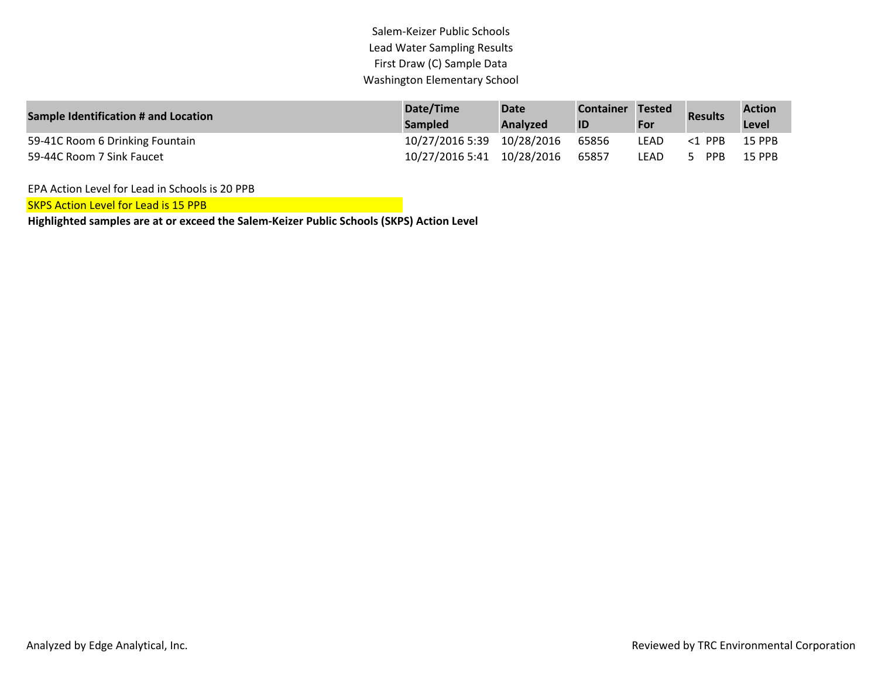Salem-Keizer Public Schools
Lead Water Sampling Results
First Draw (C) Sample Data
Washington Elementary School

| Sample Identification # and Location | Date/Time Sampled | Date Analyzed | Container ID | Tested For | Results | Action Level |
|---|---|---|---|---|---|---|
| 59-41C Room 6 Drinking Fountain | 10/27/2016 5:39 | 10/28/2016 | 65856 | LEAD | <1 PPB | 15 PPB |
| 59-44C Room 7 Sink Faucet | 10/27/2016 5:41 | 10/28/2016 | 65857 | LEAD | 5 PPB | 15 PPB |

EPA Action Level for Lead in Schools is 20 PPB

SKPS Action Level for Lead is 15 PPB

**Highlighted samples are at or exceed the Salem-Keizer Public Schools (SKPS) Action Level**

Analyzed by Edge Analytical, Inc.

Reviewed by TRC Environmental Corporation